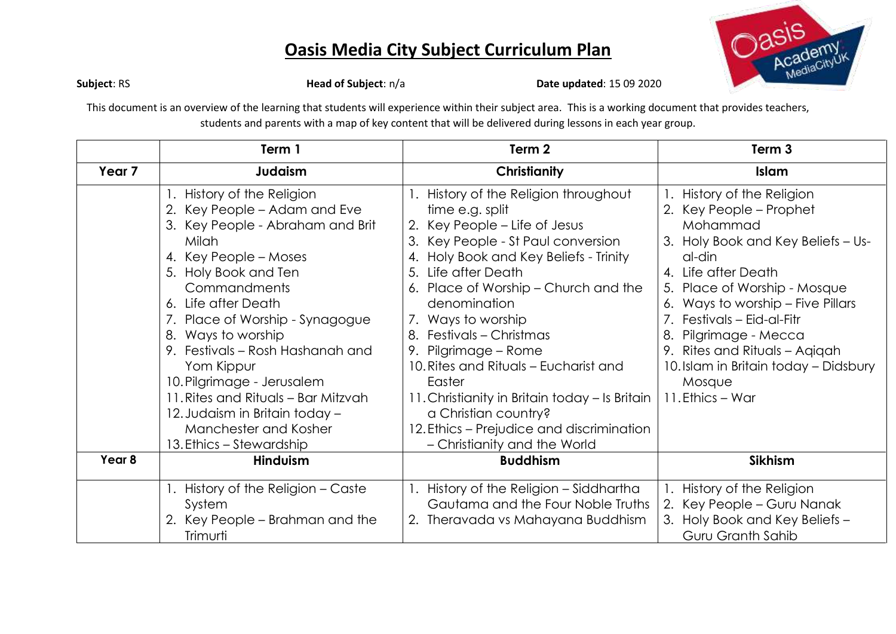# Oasis Media City Subject Curriculum Plan

**Subject**: RS **Head of Subject**: n/a **Date updated**: 15 09 2020

This document is an overview of the learning that students will experience within their subject area. This is a working document that provides teachers, students and parents with a map of key content that will be delivered during lessons in each year group.

| | Term 1 | Term 2 | Term 3 |
|---|---|---|---|
| **Year 7** | **Judaism** | **Christianity** | **Islam** |
| | 1. History of the Religion<br>2. Key People – Adam and Eve<br>3. Key People - Abraham and Brit Milah<br>4. Key People – Moses<br>5. Holy Book and Ten Commandments<br>6. Life after Death<br>7. Place of Worship - Synagogue<br>8. Ways to worship<br>9. Festivals – Rosh Hashanah and Yom Kippur<br>10. Pilgrimage - Jerusalem<br>11. Rites and Rituals – Bar Mitzvah<br>12. Judaism in Britain today – Manchester and Kosher<br>13. Ethics – Stewardship | 1. History of the Religion throughout time e.g. split<br>2. Key People – Life of Jesus<br>3. Key People - St Paul conversion<br>4. Holy Book and Key Beliefs - Trinity<br>5. Life after Death<br>6. Place of Worship – Church and the denomination<br>7. Ways to worship<br>8. Festivals – Christmas<br>9. Pilgrimage – Rome<br>10. Rites and Rituals – Eucharist and Easter<br>11. Christianity in Britain today – Is Britain a Christian country?<br>12. Ethics – Prejudice and discrimination – Christianity and the World | 1. History of the Religion<br>2. Key People – Prophet Mohammad<br>3. Holy Book and Key Beliefs – Us-al-din<br>4. Life after Death<br>5. Place of Worship - Mosque<br>6. Ways to worship – Five Pillars<br>7. Festivals – Eid-al-Fitr<br>8. Pilgrimage - Mecca<br>9. Rites and Rituals – Aqiqah<br>10. Islam in Britain today – Didsbury Mosque<br>11. Ethics – War |
| **Year 8** | **Hinduism** | **Buddhism** | **Sikhism** |
| | 1. History of the Religion – Caste System<br>2. Key People – Brahman and the Trimurti | 1. History of the Religion – Siddhartha Gautama and the Four Noble Truths<br>2. Theravada vs Mahayana Buddhism | 1. History of the Religion<br>2. Key People – Guru Nanak<br>3. Holy Book and Key Beliefs – Guru Granth Sahib |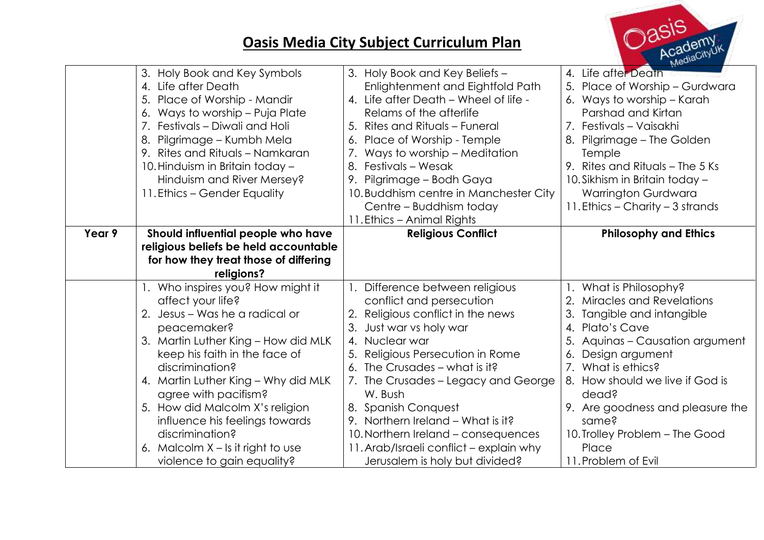# Oasis Media City Subject Curriculum Plan

| | | | |
|---|---|---|---|
| | 3. Holy Book and Key Symbols<br>4. Life after Death<br>5. Place of Worship - Mandir<br>6. Ways to worship – Puja Plate<br>7. Festivals – Diwali and Holi<br>8. Pilgrimage – Kumbh Mela<br>9. Rites and Rituals – Namkaran<br>10. Hinduism in Britain today – Hinduism and River Mersey?<br>11. Ethics – Gender Equality | 3. Holy Book and Key Beliefs – Enlightenment and Eightfold Path<br>4. Life after Death – Wheel of life - Relams of the afterlife<br>5. Rites and Rituals – Funeral<br>6. Place of Worship - Temple<br>7. Ways to worship – Meditation<br>8. Festivals – Wesak<br>9. Pilgrimage – Bodh Gaya<br>10. Buddhism centre in Manchester City Centre – Buddhism today<br>11. Ethics – Animal Rights | 4. Life after Death<br>5. Place of Worship – Gurdwara<br>6. Ways to worship – Karah Parshad and Kirtan<br>7. Festivals – Vaisakhi<br>8. Pilgrimage – The Golden Temple<br>9. Rites and Rituals – The 5 Ks<br>10. Sikhism in Britain today – Warrington Gurdwara<br>11. Ethics – Charity – 3 strands |
| **Year 9** | **Should influential people who have religious beliefs be held accountable for how they treat those of differing religions?** | **Religious Conflict** | **Philosophy and Ethics** |
| | 1. Who inspires you? How might it affect your life?<br>2. Jesus – Was he a radical or peacemaker?<br>3. Martin Luther King – How did MLK keep his faith in the face of discrimination?<br>4. Martin Luther King – Why did MLK agree with pacifism?<br>5. How did Malcolm X's religion influence his feelings towards discrimination?<br>6. Malcolm X – Is it right to use violence to gain equality? | 1. Difference between religious conflict and persecution<br>2. Religious conflict in the news<br>3. Just war vs holy war<br>4. Nuclear war<br>5. Religious Persecution in Rome<br>6. The Crusades – what is it?<br>7. The Crusades – Legacy and George W. Bush<br>8. Spanish Conquest<br>9. Northern Ireland – What is it?<br>10. Northern Ireland – consequences<br>11. Arab/Israeli conflict – explain why Jerusalem is holy but divided? | 1. What is Philosophy?<br>2. Miracles and Revelations<br>3. Tangible and intangible<br>4. Plato's Cave<br>5. Aquinas – Causation argument<br>6. Design argument<br>7. What is ethics?<br>8. How should we live if God is dead?<br>9. Are goodness and pleasure the same?<br>10. Trolley Problem – The Good Place<br>11. Problem of Evil |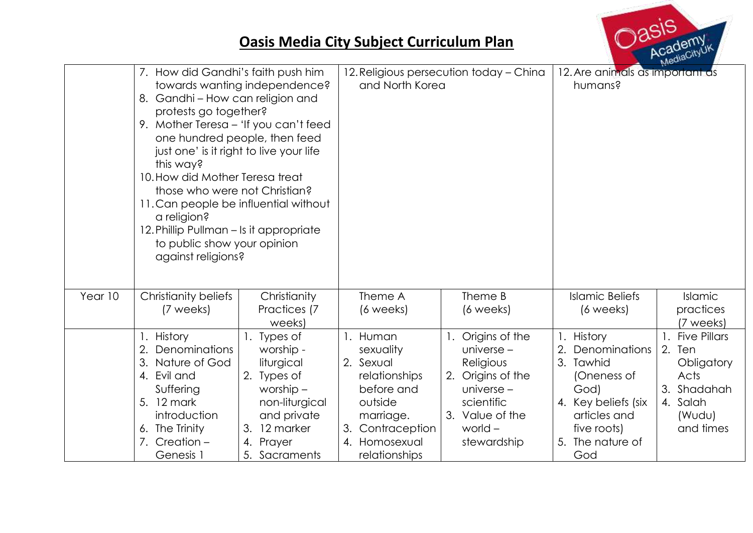# Oasis Media City Subject Curriculum Plan

| | | | | | | |
|---|---|---|---|---|---|---|
| | 7. How did Gandhi's faith push him towards wanting independence?<br>8. Gandhi – How can religion and protests go together?<br>9. Mother Teresa – 'If you can't feed one hundred people, then feed just one' is it right to live your life this way?<br>10. How did Mother Teresa treat those who were not Christian?<br>11. Can people be influential without a religion?<br>12. Phillip Pullman – Is it appropriate to public show your opinion against religions? | | 12. Religious persecution today – China and North Korea | | 12. Are animals as important as humans? | |
| Year 10 | Christianity beliefs (7 weeks) | Christianity Practices (7 weeks) | Theme A (6 weeks) | Theme B (6 weeks) | Islamic Beliefs (6 weeks) | Islamic practices (7 weeks) |
| | 1. History<br>2. Denominations<br>3. Nature of God<br>4. Evil and Suffering<br>5. 12 mark introduction<br>6. The Trinity<br>7. Creation – Genesis 1 | 1. Types of worship - liturgical<br>2. Types of worship – non-liturgical and private<br>3. 12 marker<br>4. Prayer<br>5. Sacraments | 1. Human sexuality<br>2. Sexual relationships before and outside marriage.<br>3. Contraception<br>4. Homosexual relationships | 1. Origins of the universe – Religious<br>2. Origins of the universe – scientific<br>3. Value of the world – stewardship | 1. History<br>2. Denominations<br>3. Tawhid (Oneness of God)<br>4. Key beliefs (six articles and five roots)<br>5. The nature of God | 1. Five Pillars<br>2. Ten Obligatory Acts<br>3. Shadahah<br>4. Salah (Wudu) and times |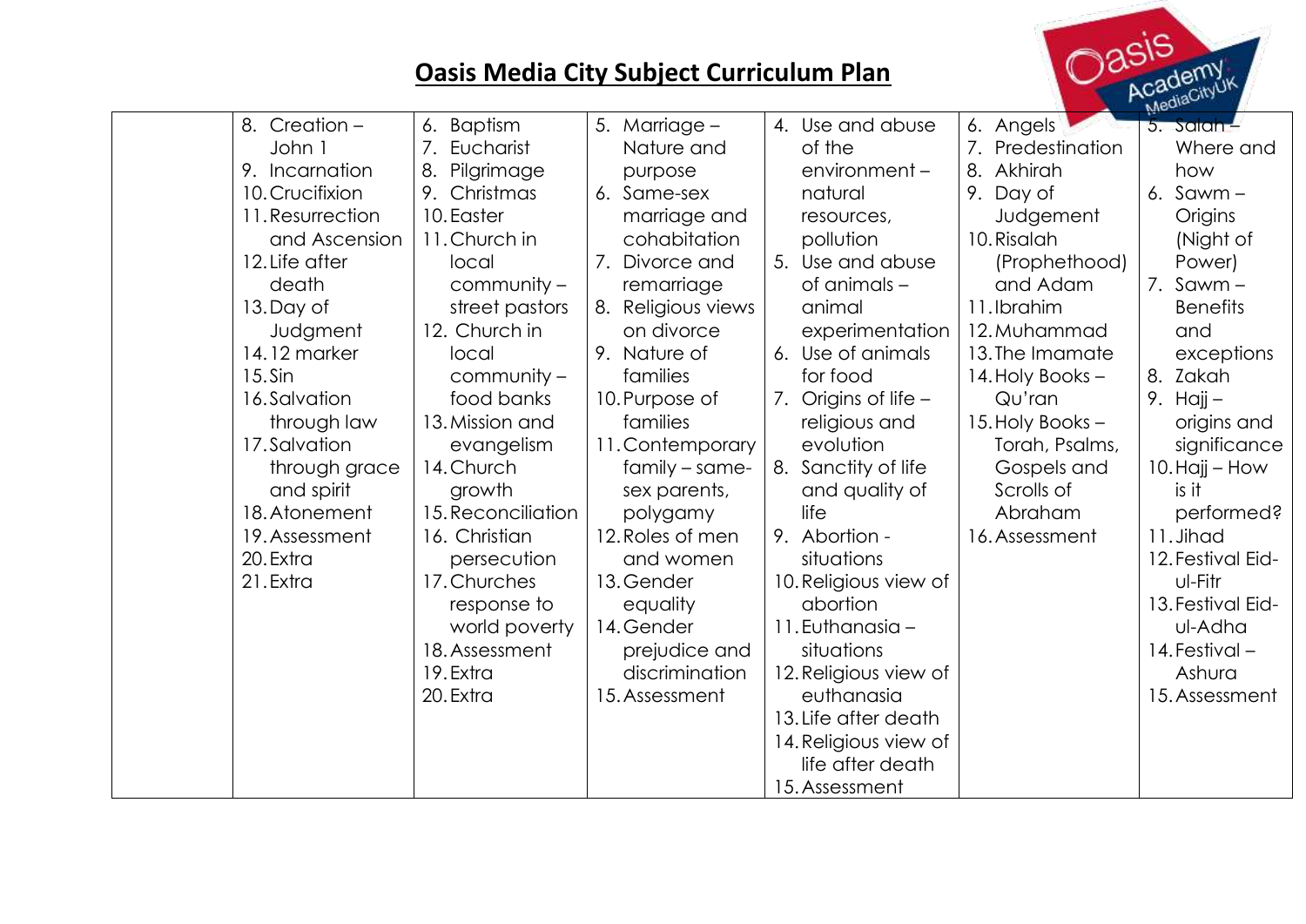# Oasis Media City Subject Curriculum Plan

| | | | | | | |
|---|---|---|---|---|---|---|
| | 8. Creation – John 1<br>9. Incarnation<br>10. Crucifixion<br>11. Resurrection and Ascension<br>12. Life after death<br>13. Day of Judgment<br>14. 12 marker<br>15. Sin<br>16. Salvation through law<br>17. Salvation through grace and spirit<br>18. Atonement<br>19. Assessment<br>20. Extra<br>21. Extra | 6. Baptism<br>7. Eucharist<br>8. Pilgrimage<br>9. Christmas<br>10. Easter<br>11. Church in local community – street pastors<br>12. Church in local community – food banks<br>13. Mission and evangelism<br>14. Church growth<br>15. Reconciliation<br>16. Christian persecution<br>17. Churches response to world poverty<br>18. Assessment<br>19. Extra<br>20. Extra | 5. Marriage – Nature and purpose<br>6. Same-sex marriage and cohabitation<br>7. Divorce and remarriage<br>8. Religious views on divorce<br>9. Nature of families<br>10. Purpose of families<br>11. Contemporary family – same-sex parents, polygamy<br>12. Roles of men and women<br>13. Gender equality<br>14. Gender prejudice and discrimination<br>15. Assessment | 4. Use and abuse of the environment – natural resources, pollution<br>5. Use and abuse of animals – animal experimentation<br>6. Use of animals for food<br>7. Origins of life – religious and evolution<br>8. Sanctity of life and quality of life<br>9. Abortion - situations<br>10. Religious view of abortion<br>11. Euthanasia – situations<br>12. Religious view of euthanasia<br>13. Life after death<br>14. Religious view of life after death<br>15. Assessment | 6. Angels<br>7. Predestination<br>8. Akhirah<br>9. Day of Judgement<br>10. Risalah (Prophethood) and Adam<br>11. Ibrahim<br>12. Muhammad<br>13. The Imamate<br>14. Holy Books – Qu'ran<br>15. Holy Books – Torah, Psalms, Gospels and Scrolls of Abraham<br>16. Assessment | 5. Salah – Where and how<br>6. Sawm – Origins (Night of Power)<br>7. Sawm – Benefits and exceptions<br>8. Zakah<br>9. Hajj – origins and significance<br>10. Hajj – How is it performed?<br>11. Jihad<br>12. Festival Eid-ul-Fitr<br>13. Festival Eid-ul-Adha<br>14. Festival – Ashura<br>15. Assessment |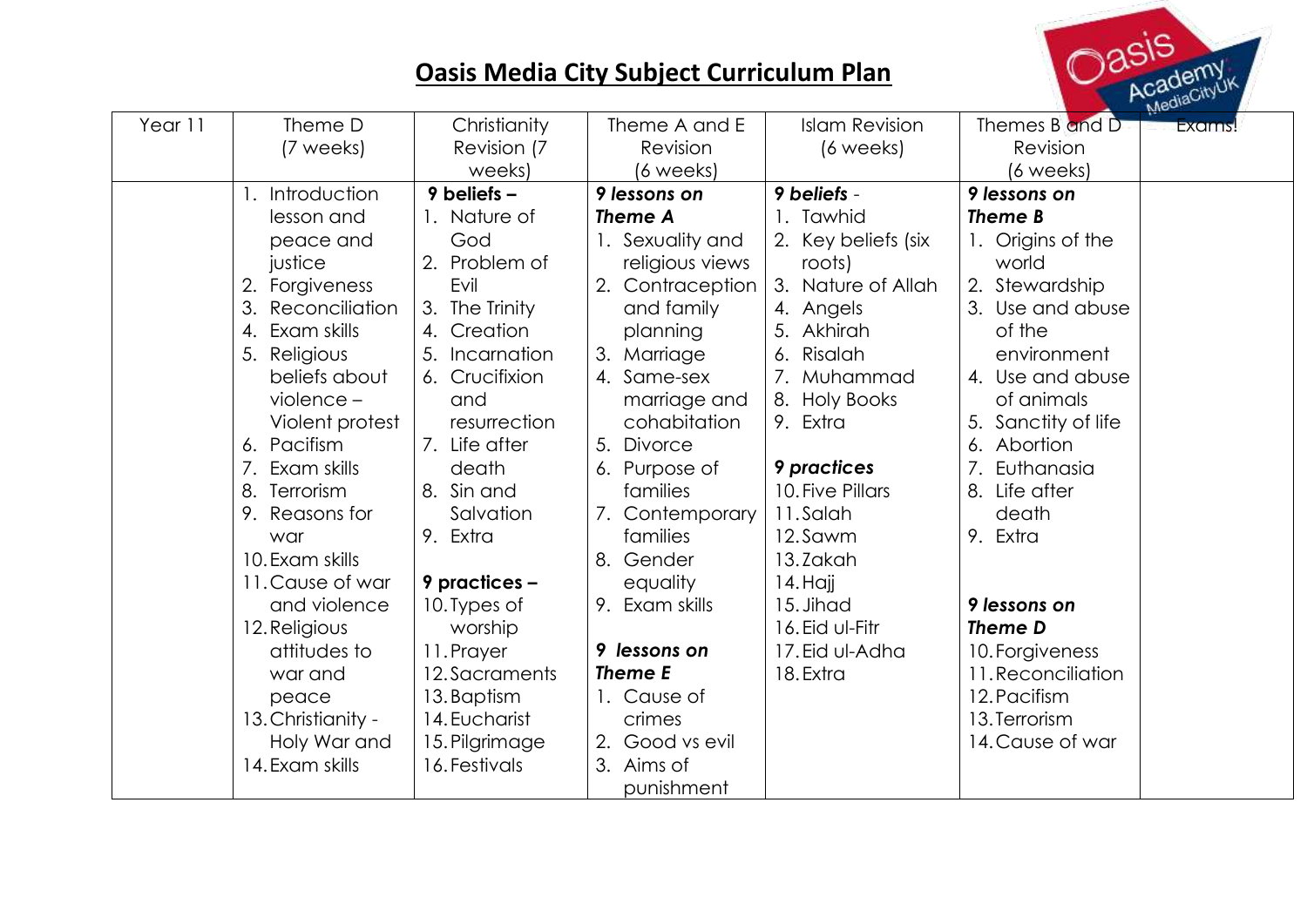# Oasis Media City Subject Curriculum Plan

| Year 11 | Theme D (7 weeks) | Christianity Revision (7 weeks) | Theme A and E Revision (6 weeks) | Islam Revision (6 weeks) | Themes B and D Revision (6 weeks) | Exams! |
|---|---|---|---|---|---|---|
| | 1. Introduction lesson and peace and justice<br>2. Forgiveness<br>3. Reconciliation<br>4. Exam skills<br>5. Religious beliefs about violence – Violent protest<br>6. Pacifism<br>7. Exam skills<br>8. Terrorism<br>9. Reasons for war<br>10. Exam skills<br>11. Cause of war and violence<br>12. Religious attitudes to war and peace<br>13. Christianity - Holy War and<br>14. Exam skills | **9 beliefs –**<br>1. Nature of God<br>2. Problem of Evil<br>3. The Trinity<br>4. Creation<br>5. Incarnation<br>6. Crucifixion and resurrection<br>7. Life after death<br>8. Sin and Salvation<br>9. Extra<br><br>**9 practices –**<br>10. Types of worship<br>11. Prayer<br>12. Sacraments<br>13. Baptism<br>14. Eucharist<br>15. Pilgrimage<br>16. Festivals | ***9 lessons on Theme A***<br>1. Sexuality and religious views<br>2. Contraception and family planning<br>3. Marriage<br>4. Same-sex marriage and cohabitation<br>5. Divorce<br>6. Purpose of families<br>7. Contemporary families<br>8. Gender equality<br>9. Exam skills<br><br>***9 lessons on Theme E***<br>1. Cause of crimes<br>2. Good vs evil<br>3. Aims of punishment | ***9 beliefs*** -<br>1. Tawhid<br>2. Key beliefs (six roots)<br>3. Nature of Allah<br>4. Angels<br>5. Akhirah<br>6. Risalah<br>7. Muhammad<br>8. Holy Books<br>9. Extra<br><br>***9 practices***<br>10. Five Pillars<br>11. Salah<br>12. Sawm<br>13. Zakah<br>14. Hajj<br>15. Jihad<br>16. Eid ul-Fitr<br>17. Eid ul-Adha<br>18. Extra | ***9 lessons on Theme B***<br>1. Origins of the world<br>2. Stewardship<br>3. Use and abuse of the environment<br>4. Use and abuse of animals<br>5. Sanctity of life<br>6. Abortion<br>7. Euthanasia<br>8. Life after death<br>9. Extra<br><br>***9 lessons on Theme D***<br>10. Forgiveness<br>11. Reconciliation<br>12. Pacifism<br>13. Terrorism<br>14. Cause of war | |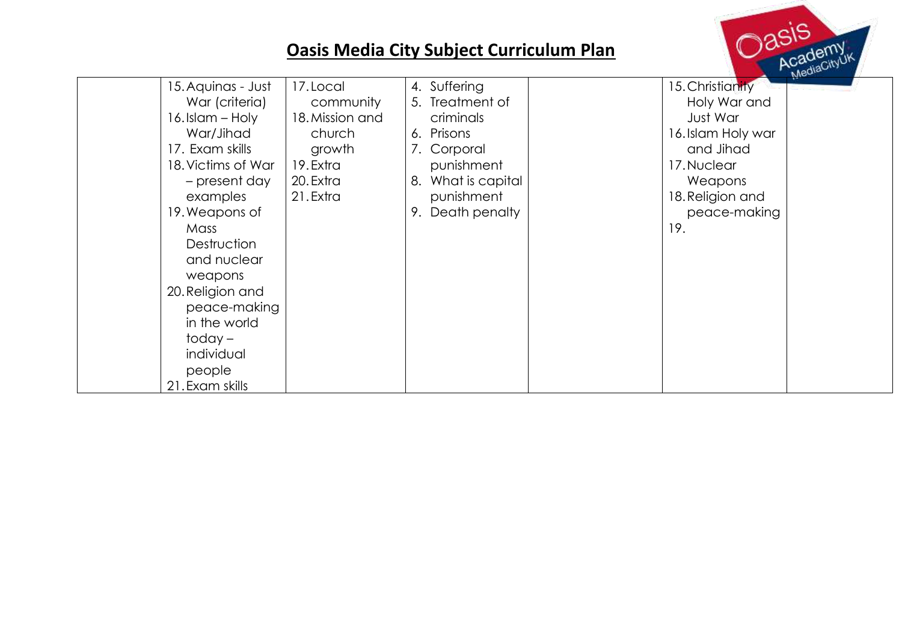# Oasis Media City Subject Curriculum Plan

| | | | | | | |
|---|---|---|---|---|---|---|
| | 15. Aquinas - Just War (criteria)<br>16. Islam – Holy War/Jihad<br>17. Exam skills<br>18. Victims of War – present day examples<br>19. Weapons of Mass Destruction and nuclear weapons<br>20. Religion and peace-making in the world today – individual people<br>21. Exam skills | 17. Local community<br>18. Mission and church growth<br>19. Extra<br>20. Extra<br>21. Extra | 4. Suffering<br>5. Treatment of criminals<br>6. Prisons<br>7. Corporal punishment<br>8. What is capital punishment<br>9. Death penalty | | 15. Christianity Holy War and Just War<br>16. Islam Holy war and Jihad<br>17. Nuclear Weapons<br>18. Religion and peace-making<br>19. | |